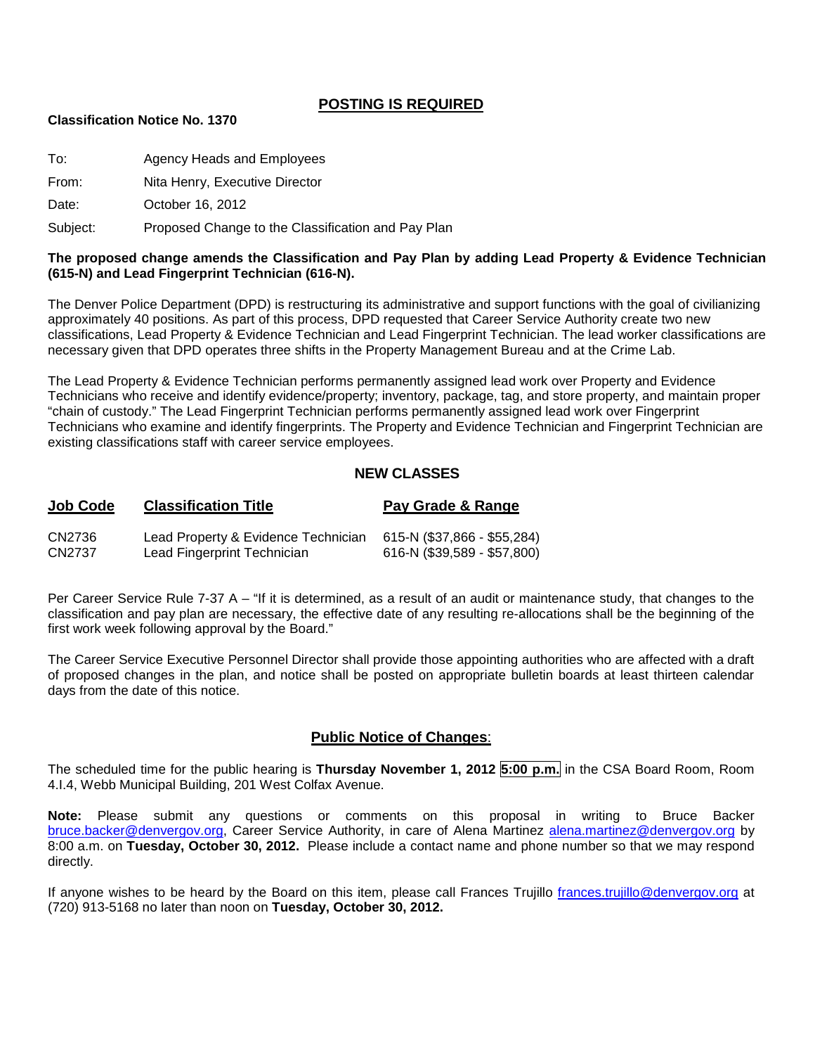## POSTING IS REQUIRED

**Classification Notice No. 1370**

To: Agency Heads and Employees

From: Nita Henry, Executive Director

Date: October 16, 2012

Subject: Proposed Change to the Classification and Pay Plan

**The proposed change amends the Classification and Pay Plan by adding Lead Property & Evidence Technician (615-N) and Lead Fingerprint Technician (616-N).**

The Denver Police Department (DPD) is restructuring its administrative and support functions with the goal of civilianizing approximately 40 positions. As part of this process, DPD requested that Career Service Authority create two new classifications, Lead Property & Evidence Technician and Lead Fingerprint Technician. The lead worker classifications are necessary given that DPD operates three shifts in the Property Management Bureau and at the Crime Lab.

The Lead Property & Evidence Technician performs permanently assigned lead work over Property and Evidence Technicians who receive and identify evidence/property; inventory, package, tag, and store property, and maintain proper "chain of custody." The Lead Fingerprint Technician performs permanently assigned lead work over Fingerprint Technicians who examine and identify fingerprints. The Property and Evidence Technician and Fingerprint Technician are existing classifications staff with career service employees.

### NEW CLASSES

| Job Code | Classification Title | Pay Grade & Range |
|---|---|---|
| CN2736 | Lead Property & Evidence Technician | 615-N ($37,866 - $55,284) |
| CN2737 | Lead Fingerprint Technician | 616-N ($39,589 - $57,800) |

Per Career Service Rule 7-37 A – "If it is determined, as a result of an audit or maintenance study, that changes to the classification and pay plan are necessary, the effective date of any resulting re-allocations shall be the beginning of the first work week following approval by the Board."

The Career Service Executive Personnel Director shall provide those appointing authorities who are affected with a draft of proposed changes in the plan, and notice shall be posted on appropriate bulletin boards at least thirteen calendar days from the date of this notice.

### Public Notice of Changes:

The scheduled time for the public hearing is **Thursday November 1, 2012 5:00 p.m.** in the CSA Board Room, Room 4.I.4, Webb Municipal Building, 201 West Colfax Avenue.

**Note:** Please submit any questions or comments on this proposal in writing to Bruce Backer bruce.backer@denvergov.org, Career Service Authority, in care of Alena Martinez alena.martinez@denvergov.org by 8:00 a.m. on **Tuesday, October 30, 2012.** Please include a contact name and phone number so that we may respond directly.

If anyone wishes to be heard by the Board on this item, please call Frances Trujillo frances.trujillo@denvergov.org at (720) 913-5168 no later than noon on **Tuesday, October 30, 2012.**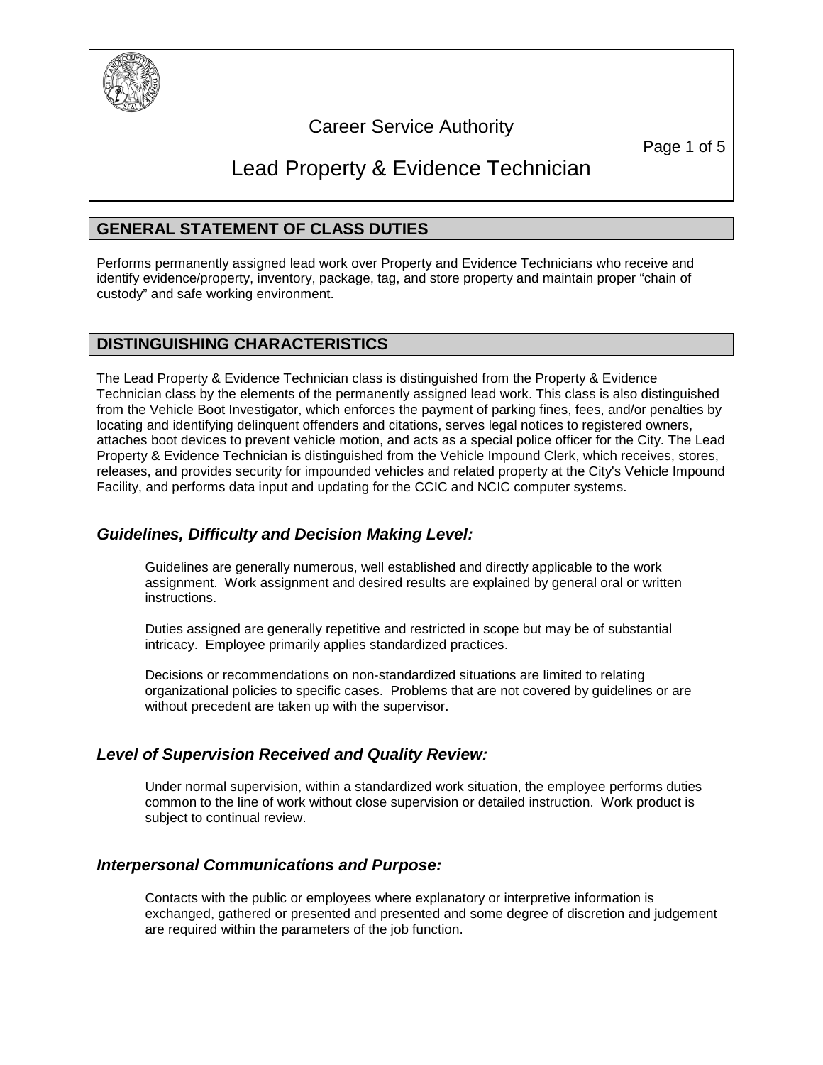# Career Service Authority

# Lead Property & Evidence Technician

## GENERAL STATEMENT OF CLASS DUTIES

Performs permanently assigned lead work over Property and Evidence Technicians who receive and identify evidence/property, inventory, package, tag, and store property and maintain proper "chain of custody" and safe working environment.

## DISTINGUISHING CHARACTERISTICS

The Lead Property & Evidence Technician class is distinguished from the Property & Evidence Technician class by the elements of the permanently assigned lead work. This class is also distinguished from the Vehicle Boot Investigator, which enforces the payment of parking fines, fees, and/or penalties by locating and identifying delinquent offenders and citations, serves legal notices to registered owners, attaches boot devices to prevent vehicle motion, and acts as a special police officer for the City. The Lead Property & Evidence Technician is distinguished from the Vehicle Impound Clerk, which receives, stores, releases, and provides security for impounded vehicles and related property at the City's Vehicle Impound Facility, and performs data input and updating for the CCIC and NCIC computer systems.

### *Guidelines, Difficulty and Decision Making Level:*

Guidelines are generally numerous, well established and directly applicable to the work assignment. Work assignment and desired results are explained by general oral or written instructions.

Duties assigned are generally repetitive and restricted in scope but may be of substantial intricacy. Employee primarily applies standardized practices.

Decisions or recommendations on non-standardized situations are limited to relating organizational policies to specific cases. Problems that are not covered by guidelines or are without precedent are taken up with the supervisor.

### *Level of Supervision Received and Quality Review:*

Under normal supervision, within a standardized work situation, the employee performs duties common to the line of work without close supervision or detailed instruction. Work product is subject to continual review.

### *Interpersonal Communications and Purpose:*

Contacts with the public or employees where explanatory or interpretive information is exchanged, gathered or presented and presented and some degree of discretion and judgement are required within the parameters of the job function.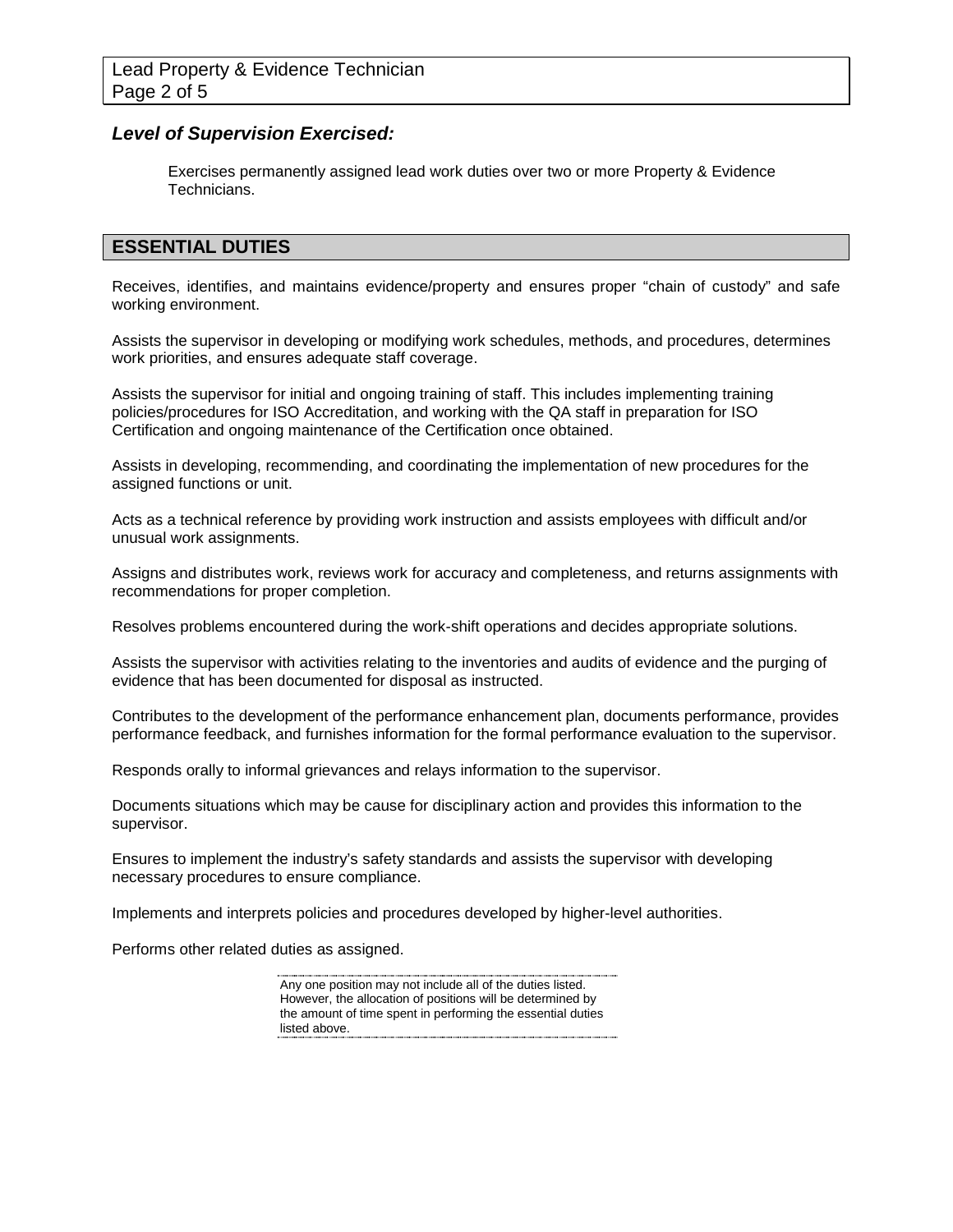### ***Level of Supervision Exercised:***

Exercises permanently assigned lead work duties over two or more Property & Evidence Technicians.

## ESSENTIAL DUTIES

Receives, identifies, and maintains evidence/property and ensures proper "chain of custody" and safe working environment.

Assists the supervisor in developing or modifying work schedules, methods, and procedures, determines work priorities, and ensures adequate staff coverage.

Assists the supervisor for initial and ongoing training of staff. This includes implementing training policies/procedures for ISO Accreditation, and working with the QA staff in preparation for ISO Certification and ongoing maintenance of the Certification once obtained.

Assists in developing, recommending, and coordinating the implementation of new procedures for the assigned functions or unit.

Acts as a technical reference by providing work instruction and assists employees with difficult and/or unusual work assignments.

Assigns and distributes work, reviews work for accuracy and completeness, and returns assignments with recommendations for proper completion.

Resolves problems encountered during the work-shift operations and decides appropriate solutions.

Assists the supervisor with activities relating to the inventories and audits of evidence and the purging of evidence that has been documented for disposal as instructed.

Contributes to the development of the performance enhancement plan, documents performance, provides performance feedback, and furnishes information for the formal performance evaluation to the supervisor.

Responds orally to informal grievances and relays information to the supervisor.

Documents situations which may be cause for disciplinary action and provides this information to the supervisor.

Ensures to implement the industry's safety standards and assists the supervisor with developing necessary procedures to ensure compliance.

Implements and interprets policies and procedures developed by higher-level authorities.

Performs other related duties as assigned.

Any one position may not include all of the duties listed. However, the allocation of positions will be determined by the amount of time spent in performing the essential duties listed above.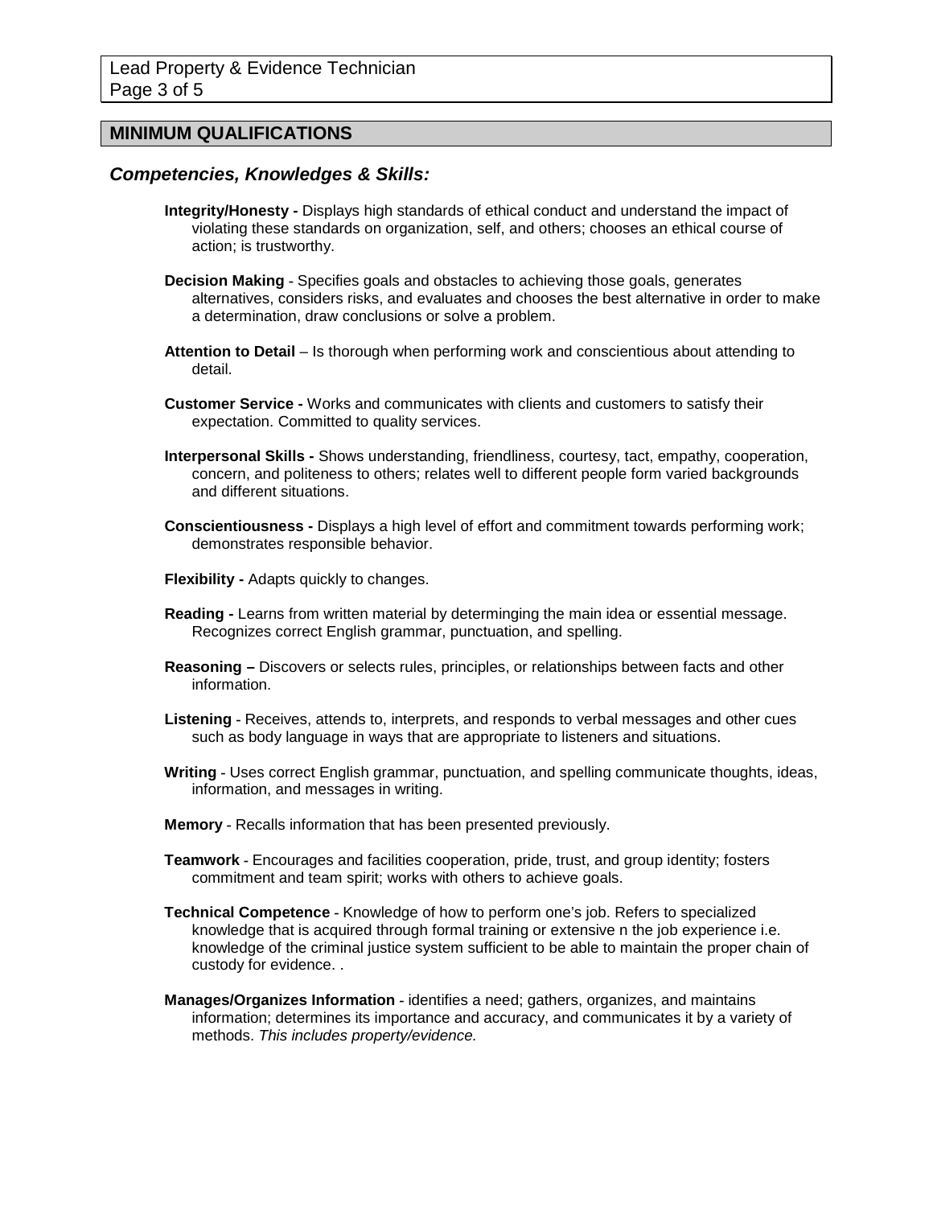## MINIMUM QUALIFICATIONS

### *Competencies, Knowledges & Skills:*

**Integrity/Honesty -** Displays high standards of ethical conduct and understand the impact of violating these standards on organization, self, and others; chooses an ethical course of action; is trustworthy.

**Decision Making** - Specifies goals and obstacles to achieving those goals, generates alternatives, considers risks, and evaluates and chooses the best alternative in order to make a determination, draw conclusions or solve a problem.

**Attention to Detail** – Is thorough when performing work and conscientious about attending to detail.

**Customer Service -** Works and communicates with clients and customers to satisfy their expectation. Committed to quality services.

**Interpersonal Skills -** Shows understanding, friendliness, courtesy, tact, empathy, cooperation, concern, and politeness to others; relates well to different people form varied backgrounds and different situations.

**Conscientiousness -** Displays a high level of effort and commitment towards performing work; demonstrates responsible behavior.

**Flexibility -** Adapts quickly to changes.

**Reading -** Learns from written material by determinging the main idea or essential message. Recognizes correct English grammar, punctuation, and spelling.

**Reasoning –** Discovers or selects rules, principles, or relationships between facts and other information.

**Listening** - Receives, attends to, interprets, and responds to verbal messages and other cues such as body language in ways that are appropriate to listeners and situations.

**Writing** - Uses correct English grammar, punctuation, and spelling communicate thoughts, ideas, information, and messages in writing.

**Memory** - Recalls information that has been presented previously.

**Teamwork** - Encourages and facilities cooperation, pride, trust, and group identity; fosters commitment and team spirit; works with others to achieve goals.

**Technical Competence** - Knowledge of how to perform one's job. Refers to specialized knowledge that is acquired through formal training or extensive n the job experience i.e. knowledge of the criminal justice system sufficient to be able to maintain the proper chain of custody for evidence. .

**Manages/Organizes Information** - identifies a need; gathers, organizes, and maintains information; determines its importance and accuracy, and communicates it by a variety of methods. *This includes property/evidence.*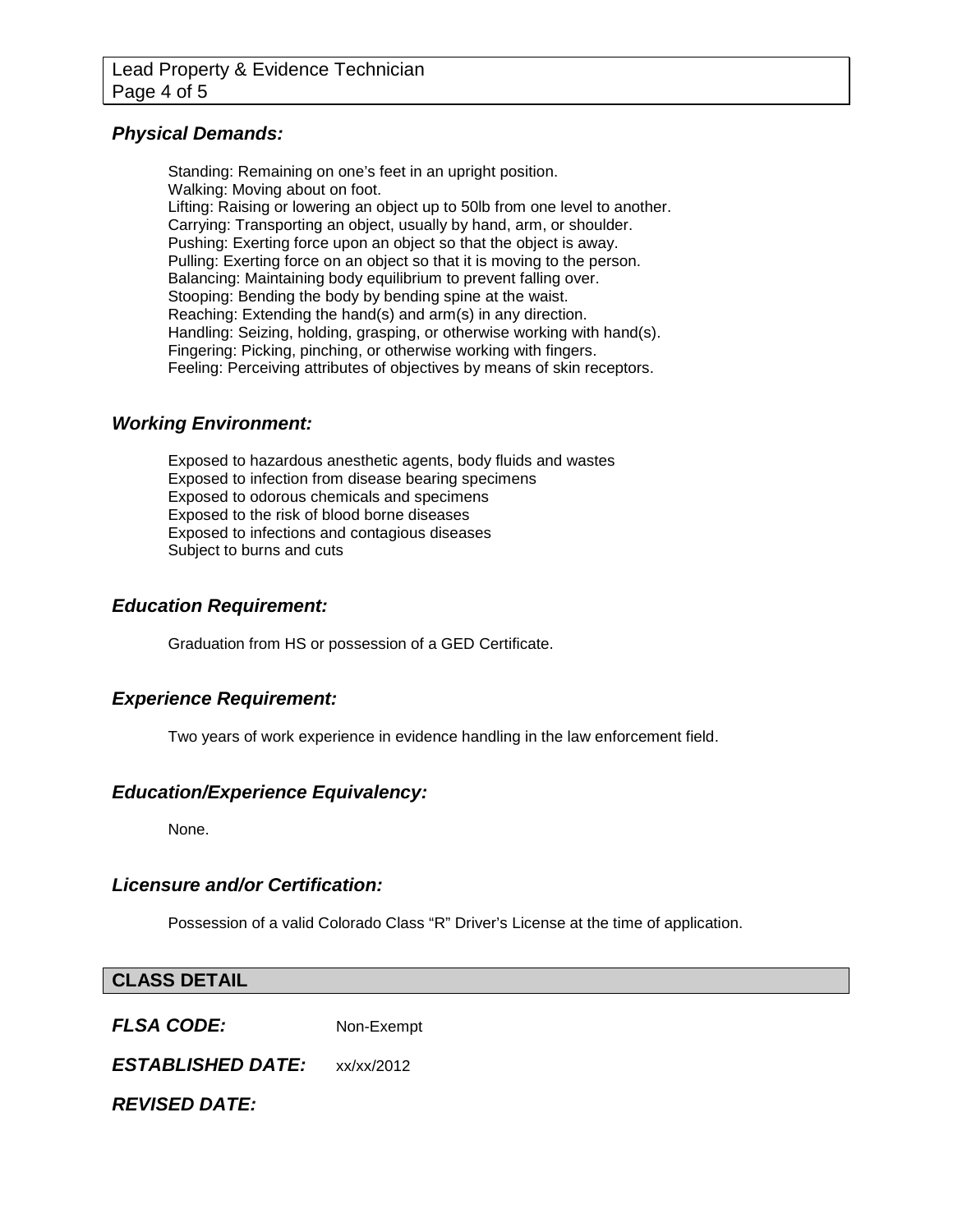### *Physical Demands:*

Standing: Remaining on one's feet in an upright position.
Walking: Moving about on foot.
Lifting: Raising or lowering an object up to 50lb from one level to another.
Carrying: Transporting an object, usually by hand, arm, or shoulder.
Pushing: Exerting force upon an object so that the object is away.
Pulling: Exerting force on an object so that it is moving to the person.
Balancing: Maintaining body equilibrium to prevent falling over.
Stooping: Bending the body by bending spine at the waist.
Reaching: Extending the hand(s) and arm(s) in any direction.
Handling: Seizing, holding, grasping, or otherwise working with hand(s).
Fingering: Picking, pinching, or otherwise working with fingers.
Feeling: Perceiving attributes of objectives by means of skin receptors.

### *Working Environment:*

Exposed to hazardous anesthetic agents, body fluids and wastes
Exposed to infection from disease bearing specimens
Exposed to odorous chemicals and specimens
Exposed to the risk of blood borne diseases
Exposed to infections and contagious diseases
Subject to burns and cuts

### *Education Requirement:*

Graduation from HS or possession of a GED Certificate.

### *Experience Requirement:*

Two years of work experience in evidence handling in the law enforcement field.

### *Education/Experience Equivalency:*

None.

### *Licensure and/or Certification:*

Possession of a valid Colorado Class "R" Driver's License at the time of application.

## CLASS DETAIL

***FLSA CODE:*** Non-Exempt

***ESTABLISHED DATE:*** xx/xx/2012

***REVISED DATE:***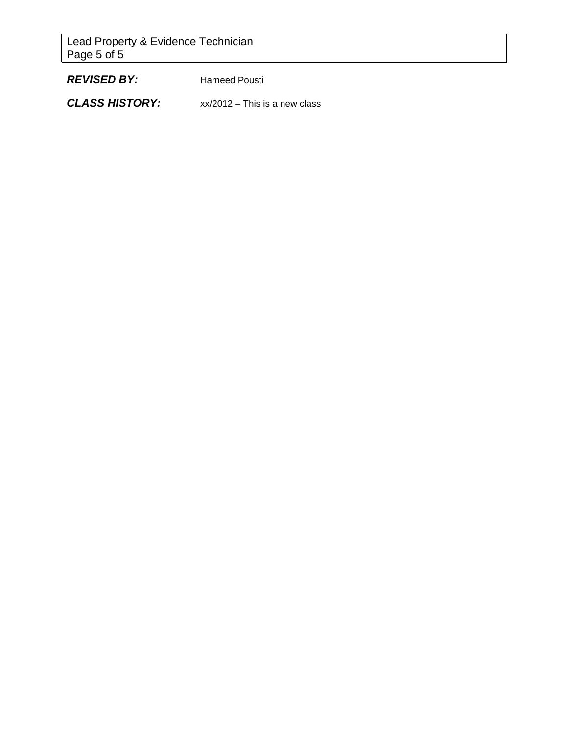***REVISED BY:*** Hameed Pousti

***CLASS HISTORY:*** xx/2012 – This is a new class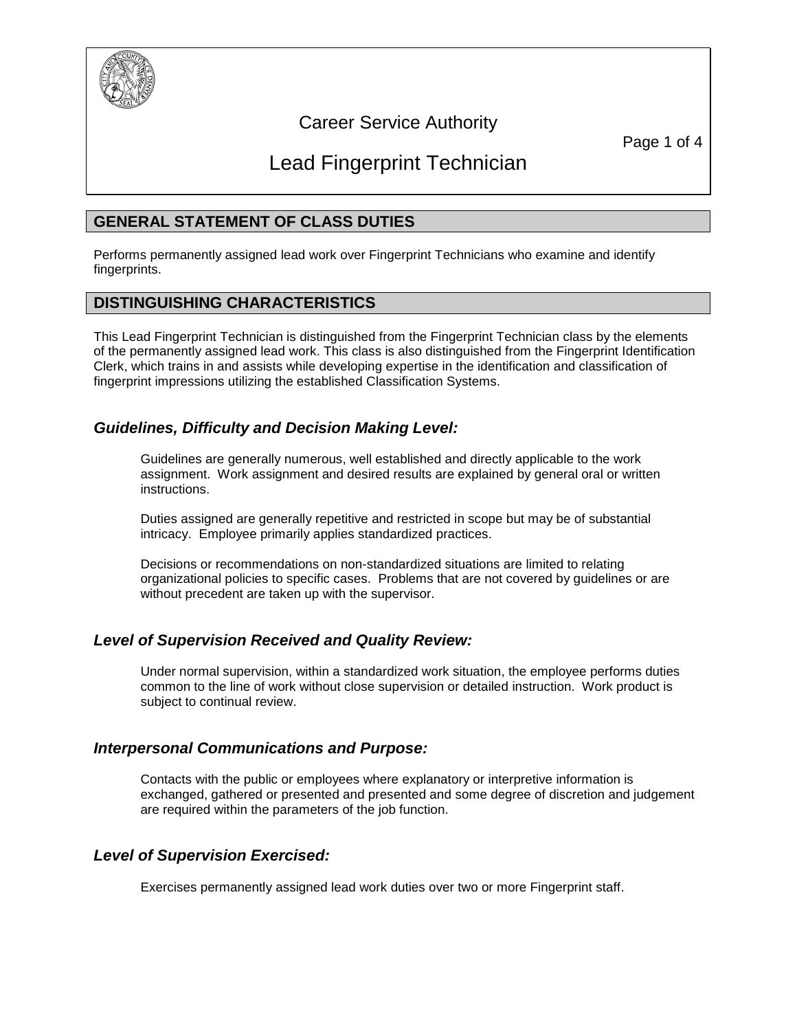# Career Service Authority

# Lead Fingerprint Technician

## GENERAL STATEMENT OF CLASS DUTIES

Performs permanently assigned lead work over Fingerprint Technicians who examine and identify fingerprints.

## DISTINGUISHING CHARACTERISTICS

This Lead Fingerprint Technician is distinguished from the Fingerprint Technician class by the elements of the permanently assigned lead work. This class is also distinguished from the Fingerprint Identification Clerk, which trains in and assists while developing expertise in the identification and classification of fingerprint impressions utilizing the established Classification Systems.

### *Guidelines, Difficulty and Decision Making Level:*

Guidelines are generally numerous, well established and directly applicable to the work assignment. Work assignment and desired results are explained by general oral or written instructions.

Duties assigned are generally repetitive and restricted in scope but may be of substantial intricacy. Employee primarily applies standardized practices.

Decisions or recommendations on non-standardized situations are limited to relating organizational policies to specific cases. Problems that are not covered by guidelines or are without precedent are taken up with the supervisor.

### *Level of Supervision Received and Quality Review:*

Under normal supervision, within a standardized work situation, the employee performs duties common to the line of work without close supervision or detailed instruction. Work product is subject to continual review.

### *Interpersonal Communications and Purpose:*

Contacts with the public or employees where explanatory or interpretive information is exchanged, gathered or presented and presented and some degree of discretion and judgement are required within the parameters of the job function.

### *Level of Supervision Exercised:*

Exercises permanently assigned lead work duties over two or more Fingerprint staff.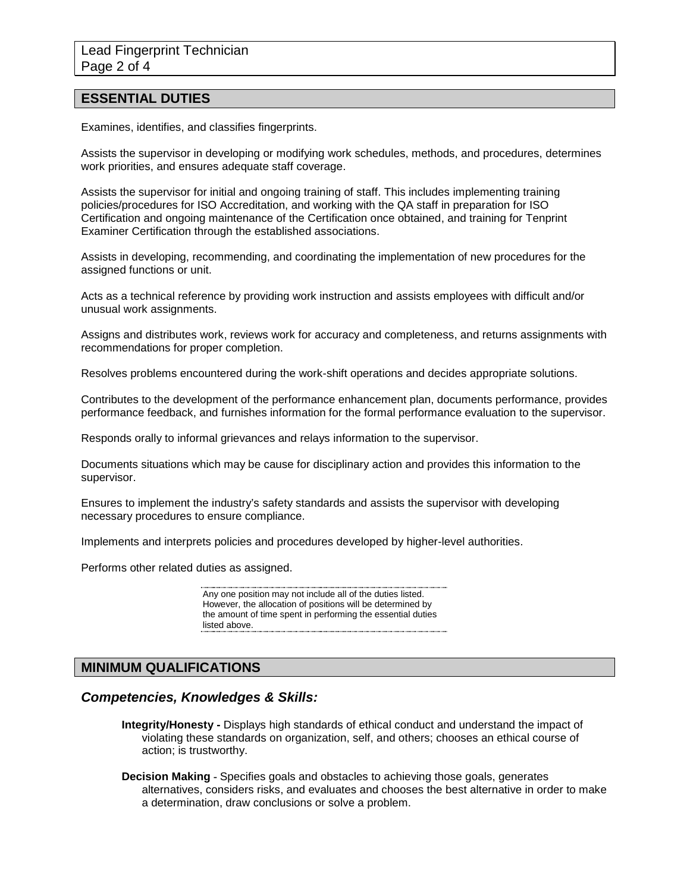## ESSENTIAL DUTIES

Examines, identifies, and classifies fingerprints.

Assists the supervisor in developing or modifying work schedules, methods, and procedures, determines work priorities, and ensures adequate staff coverage.

Assists the supervisor for initial and ongoing training of staff. This includes implementing training policies/procedures for ISO Accreditation, and working with the QA staff in preparation for ISO Certification and ongoing maintenance of the Certification once obtained, and training for Tenprint Examiner Certification through the established associations.

Assists in developing, recommending, and coordinating the implementation of new procedures for the assigned functions or unit.

Acts as a technical reference by providing work instruction and assists employees with difficult and/or unusual work assignments.

Assigns and distributes work, reviews work for accuracy and completeness, and returns assignments with recommendations for proper completion.

Resolves problems encountered during the work-shift operations and decides appropriate solutions.

Contributes to the development of the performance enhancement plan, documents performance, provides performance feedback, and furnishes information for the formal performance evaluation to the supervisor.

Responds orally to informal grievances and relays information to the supervisor.

Documents situations which may be cause for disciplinary action and provides this information to the supervisor.

Ensures to implement the industry's safety standards and assists the supervisor with developing necessary procedures to ensure compliance.

Implements and interprets policies and procedures developed by higher-level authorities.

Performs other related duties as assigned.

Any one position may not include all of the duties listed. However, the allocation of positions will be determined by the amount of time spent in performing the essential duties listed above.

## MINIMUM QUALIFICATIONS

### *Competencies, Knowledges & Skills:*

**Integrity/Honesty -** Displays high standards of ethical conduct and understand the impact of violating these standards on organization, self, and others; chooses an ethical course of action; is trustworthy.

**Decision Making** - Specifies goals and obstacles to achieving those goals, generates alternatives, considers risks, and evaluates and chooses the best alternative in order to make a determination, draw conclusions or solve a problem.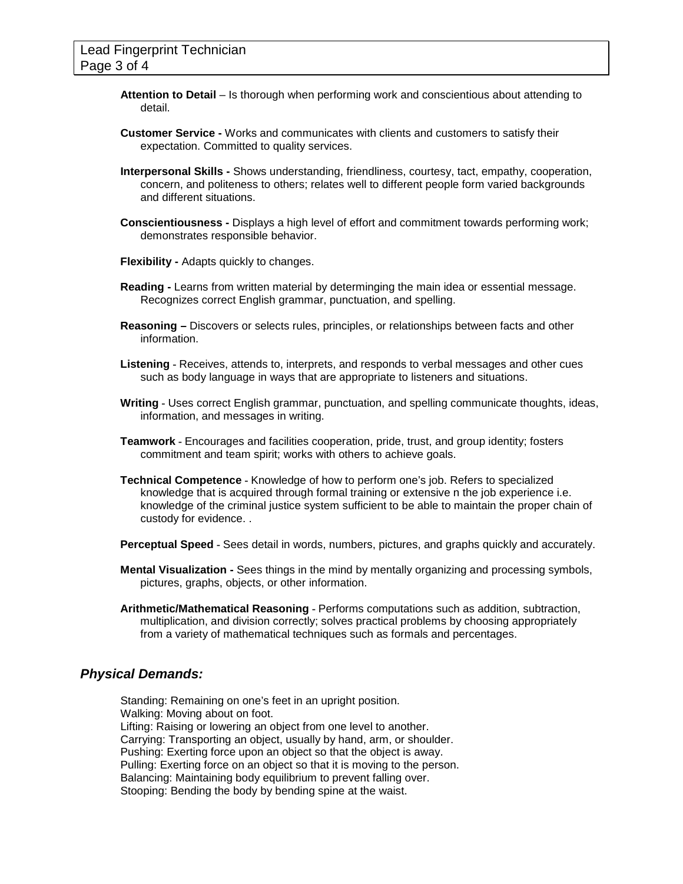**Attention to Detail** – Is thorough when performing work and conscientious about attending to detail.

**Customer Service -** Works and communicates with clients and customers to satisfy their expectation. Committed to quality services.

**Interpersonal Skills -** Shows understanding, friendliness, courtesy, tact, empathy, cooperation, concern, and politeness to others; relates well to different people form varied backgrounds and different situations.

**Conscientiousness -** Displays a high level of effort and commitment towards performing work; demonstrates responsible behavior.

**Flexibility -** Adapts quickly to changes.

**Reading -** Learns from written material by determinging the main idea or essential message. Recognizes correct English grammar, punctuation, and spelling.

**Reasoning –** Discovers or selects rules, principles, or relationships between facts and other information.

**Listening** - Receives, attends to, interprets, and responds to verbal messages and other cues such as body language in ways that are appropriate to listeners and situations.

**Writing** - Uses correct English grammar, punctuation, and spelling communicate thoughts, ideas, information, and messages in writing.

**Teamwork** - Encourages and facilities cooperation, pride, trust, and group identity; fosters commitment and team spirit; works with others to achieve goals.

**Technical Competence** - Knowledge of how to perform one's job. Refers to specialized knowledge that is acquired through formal training or extensive n the job experience i.e. knowledge of the criminal justice system sufficient to be able to maintain the proper chain of custody for evidence. .

**Perceptual Speed** - Sees detail in words, numbers, pictures, and graphs quickly and accurately.

**Mental Visualization -** Sees things in the mind by mentally organizing and processing symbols, pictures, graphs, objects, or other information.

**Arithmetic/Mathematical Reasoning** - Performs computations such as addition, subtraction, multiplication, and division correctly; solves practical problems by choosing appropriately from a variety of mathematical techniques such as formals and percentages.

## *Physical Demands:*

Standing: Remaining on one's feet in an upright position.
Walking: Moving about on foot.
Lifting: Raising or lowering an object from one level to another.
Carrying: Transporting an object, usually by hand, arm, or shoulder.
Pushing: Exerting force upon an object so that the object is away.
Pulling: Exerting force on an object so that it is moving to the person.
Balancing: Maintaining body equilibrium to prevent falling over.
Stooping: Bending the body by bending spine at the waist.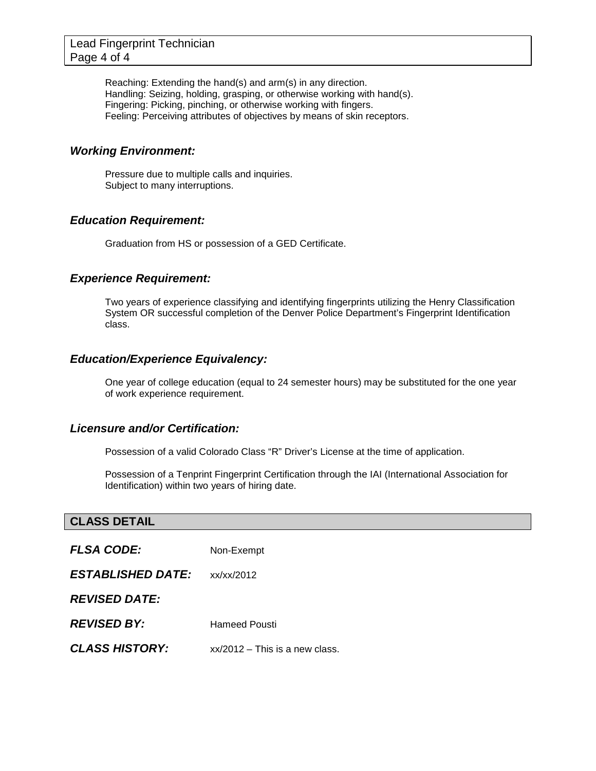Reaching: Extending the hand(s) and arm(s) in any direction.
Handling: Seizing, holding, grasping, or otherwise working with hand(s).
Fingering: Picking, pinching, or otherwise working with fingers.
Feeling: Perceiving attributes of objectives by means of skin receptors.

### *Working Environment:*

Pressure due to multiple calls and inquiries.
Subject to many interruptions.

### *Education Requirement:*

Graduation from HS or possession of a GED Certificate.

### *Experience Requirement:*

Two years of experience classifying and identifying fingerprints utilizing the Henry Classification System OR successful completion of the Denver Police Department's Fingerprint Identification class.

### *Education/Experience Equivalency:*

One year of college education (equal to 24 semester hours) may be substituted for the one year of work experience requirement.

### *Licensure and/or Certification:*

Possession of a valid Colorado Class "R" Driver's License at the time of application.

Possession of a Tenprint Fingerprint Certification through the IAI (International Association for Identification) within two years of hiring date.

## CLASS DETAIL

***FLSA CODE:*** Non-Exempt

***ESTABLISHED DATE:*** xx/xx/2012

***REVISED DATE:***

***REVISED BY:*** Hameed Pousti

***CLASS HISTORY:*** xx/2012 – This is a new class.